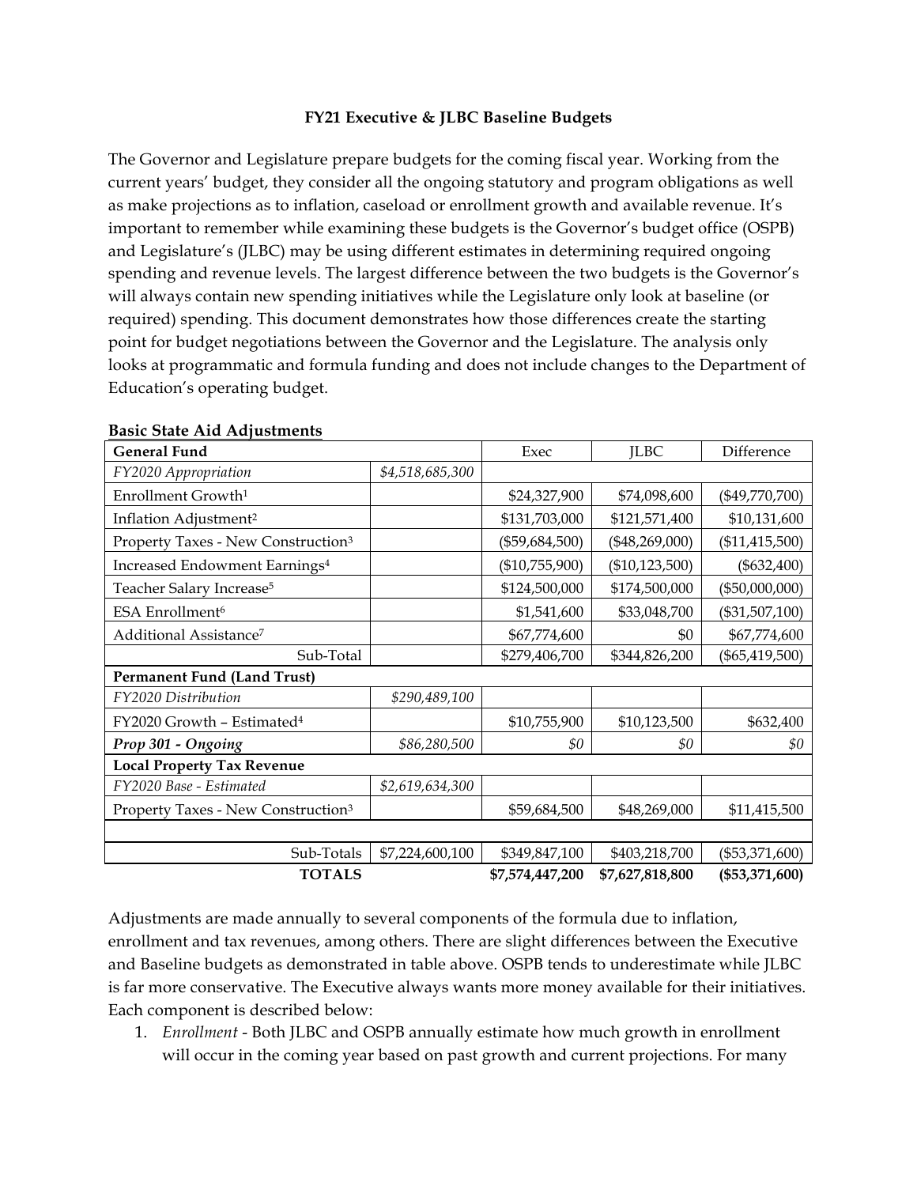**FY21 Executive & JLBC Baseline Budgets**

The Governor and Legislature prepare budgets for the coming fiscal year. Working from the current years' budget, they consider all the ongoing statutory and program obligations as well as make projections as to inflation, caseload or enrollment growth and available revenue. It's important to remember while examining these budgets is the Governor's budget office (OSPB) and Legislature's (JLBC) may be using different estimates in determining required ongoing spending and revenue levels. The largest difference between the two budgets is the Governor's will always contain new spending initiatives while the Legislature only look at baseline (or required) spending. This document demonstrates how those differences create the starting point for budget negotiations between the Governor and the Legislature. The analysis only looks at programmatic and formula funding and does not include changes to the Department of Education's operating budget.

**Basic State Aid Adjustments**

| **General Fund** | | Exec | JLBC | Difference |
|---|---|---|---|---|
| *FY2020 Appropriation* | *$4,518,685,300* | | | |
| Enrollment Growth[1] | | $24,327,900 | $74,098,600 | ($49,770,700) |
| Inflation Adjustment[2] | | $131,703,000 | $121,571,400 | $10,131,600 |
| Property Taxes - New Construction[3] | | ($59,684,500) | ($48,269,000) | ($11,415,500) |
| Increased Endowment Earnings[4] | | ($10,755,900) | ($10,123,500) | ($632,400) |
| Teacher Salary Increase[5] | | $124,500,000 | $174,500,000 | ($50,000,000) |
| ESA Enrollment[6] | | $1,541,600 | $33,048,700 | ($31,507,100) |
| Additional Assistance[7] | | $67,774,600 | $0 | $67,774,600 |
| Sub-Total | | $279,406,700 | $344,826,200 | ($65,419,500) |
| **Permanent Fund (Land Trust)** | | | | |
| *FY2020 Distribution* | *$290,489,100* | | | |
| FY2020 Growth – Estimated[4] | | $10,755,900 | $10,123,500 | $632,400 |
| ***Prop 301 - Ongoing*** | *$86,280,500* | *$0* | *$0* | *$0* |
| **Local Property Tax Revenue** | | | | |
| *FY2020 Base - Estimated* | *$2,619,634,300* | | | |
| Property Taxes - New Construction[3] | | $59,684,500 | $48,269,000 | $11,415,500 |
| | | | | |
| Sub-Totals | $7,224,600,100 | $349,847,100 | $403,218,700 | ($53,371,600) |
| **TOTALS** | | **$7,574,447,200** | **$7,627,818,800** | **($53,371,600)** |

Adjustments are made annually to several components of the formula due to inflation, enrollment and tax revenues, among others. There are slight differences between the Executive and Baseline budgets as demonstrated in table above. OSPB tends to underestimate while JLBC is far more conservative. The Executive always wants more money available for their initiatives. Each component is described below:

1. *Enrollment* - Both JLBC and OSPB annually estimate how much growth in enrollment will occur in the coming year based on past growth and current projections. For many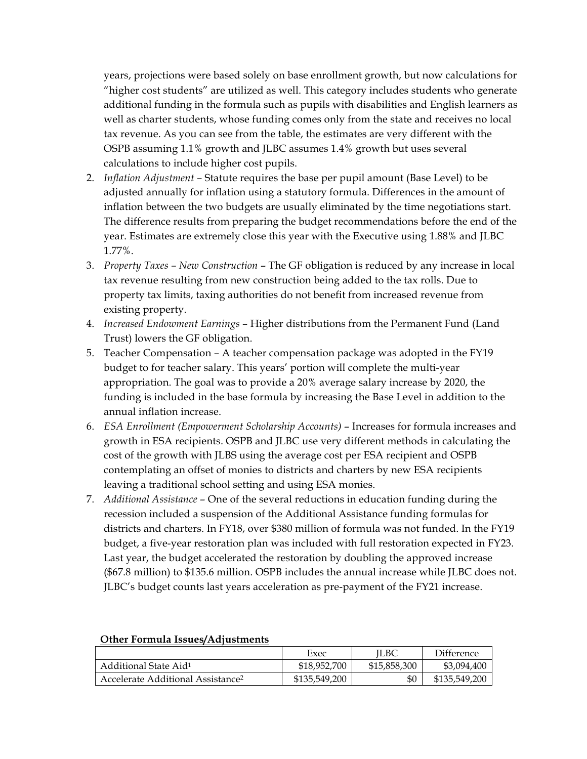years, projections were based solely on base enrollment growth, but now calculations for "higher cost students" are utilized as well. This category includes students who generate additional funding in the formula such as pupils with disabilities and English learners as well as charter students, whose funding comes only from the state and receives no local tax revenue. As you can see from the table, the estimates are very different with the OSPB assuming 1.1% growth and JLBC assumes 1.4% growth but uses several calculations to include higher cost pupils.

2. *Inflation Adjustment* – Statute requires the base per pupil amount (Base Level) to be adjusted annually for inflation using a statutory formula. Differences in the amount of inflation between the two budgets are usually eliminated by the time negotiations start. The difference results from preparing the budget recommendations before the end of the year. Estimates are extremely close this year with the Executive using 1.88% and JLBC 1.77%.
3. *Property Taxes – New Construction* – The GF obligation is reduced by any increase in local tax revenue resulting from new construction being added to the tax rolls. Due to property tax limits, taxing authorities do not benefit from increased revenue from existing property.
4. *Increased Endowment Earnings* – Higher distributions from the Permanent Fund (Land Trust) lowers the GF obligation.
5. Teacher Compensation – A teacher compensation package was adopted in the FY19 budget to for teacher salary. This years' portion will complete the multi-year appropriation. The goal was to provide a 20% average salary increase by 2020, the funding is included in the base formula by increasing the Base Level in addition to the annual inflation increase.
6. *ESA Enrollment (Empowerment Scholarship Accounts)* – Increases for formula increases and growth in ESA recipients. OSPB and JLBC use very different methods in calculating the cost of the growth with JLBS using the average cost per ESA recipient and OSPB contemplating an offset of monies to districts and charters by new ESA recipients leaving a traditional school setting and using ESA monies.
7. *Additional Assistance* – One of the several reductions in education funding during the recession included a suspension of the Additional Assistance funding formulas for districts and charters. In FY18, over $380 million of formula was not funded. In the FY19 budget, a five-year restoration plan was included with full restoration expected in FY23. Last year, the budget accelerated the restoration by doubling the approved increase ($67.8 million) to $135.6 million. OSPB includes the annual increase while JLBC does not. JLBC's budget counts last years acceleration as pre-payment of the FY21 increase.

**Other Formula Issues/Adjustments**

| | Exec | JLBC | Difference |
|---|---|---|---|
| Additional State Aid[1] | $18,952,700 | $15,858,300 | $3,094,400 |
| Accelerate Additional Assistance[2] | $135,549,200 | $0 | $135,549,200 |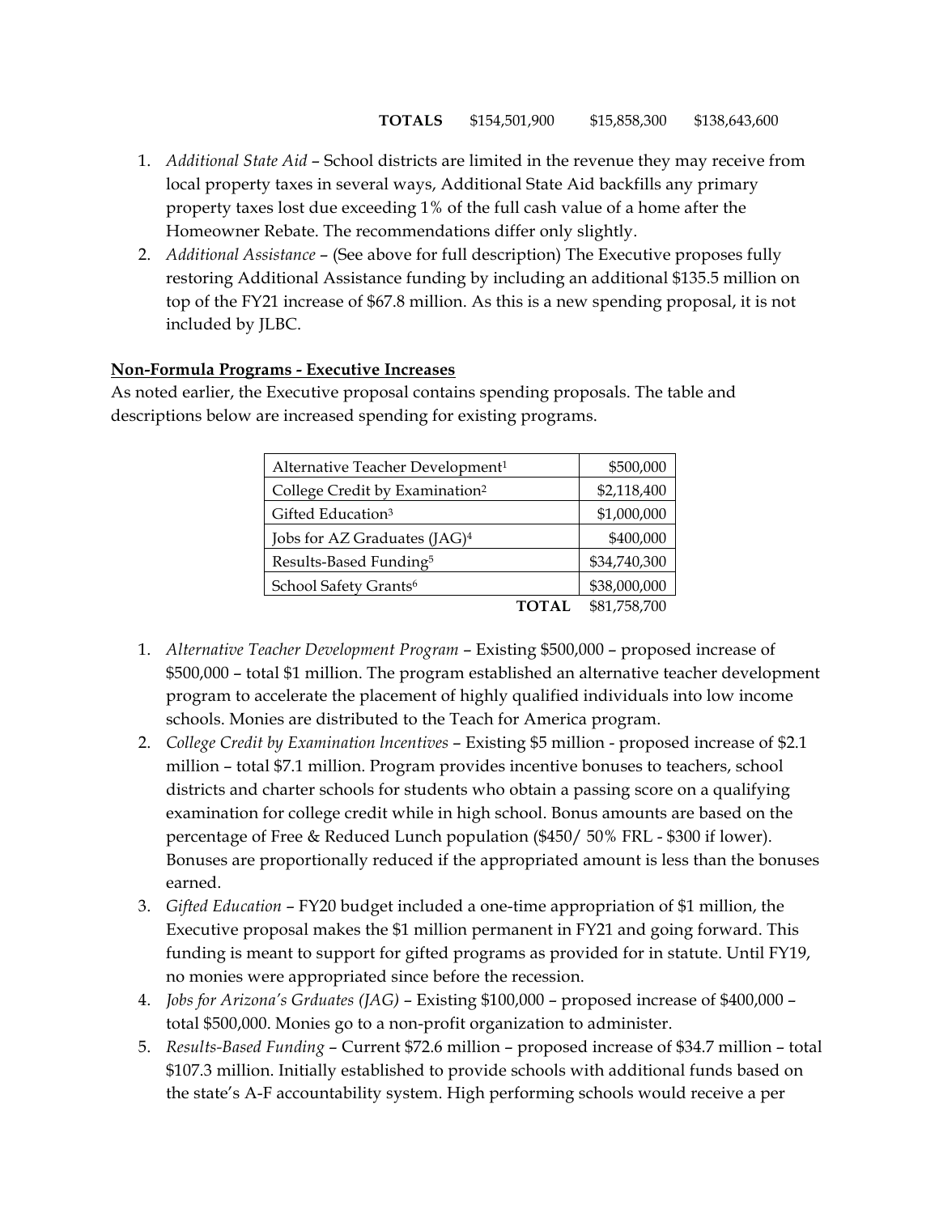| | TOTALS | $154,501,900 | $15,858,300 | $138,643,600 |
|---|---|---|---|---|

1. *Additional State Aid* – School districts are limited in the revenue they may receive from local property taxes in several ways, Additional State Aid backfills any primary property taxes lost due exceeding 1% of the full cash value of a home after the Homeowner Rebate. The recommendations differ only slightly.
2. *Additional Assistance* – (See above for full description) The Executive proposes fully restoring Additional Assistance funding by including an additional $135.5 million on top of the FY21 increase of $67.8 million. As this is a new spending proposal, it is not included by JLBC.

**Non-Formula Programs - Executive Increases**

As noted earlier, the Executive proposal contains spending proposals. The table and descriptions below are increased spending for existing programs.

| Program | Amount |
|---|---|
| Alternative Teacher Development[1] | $500,000 |
| College Credit by Examination[2] | $2,118,400 |
| Gifted Education[3] | $1,000,000 |
| Jobs for AZ Graduates (JAG)[4] | $400,000 |
| Results-Based Funding[5] | $34,740,300 |
| School Safety Grants[6] | $38,000,000 |
| **TOTAL** | $81,758,700 |

1. *Alternative Teacher Development Program* – Existing $500,000 – proposed increase of $500,000 – total $1 million. The program established an alternative teacher development program to accelerate the placement of highly qualified individuals into low income schools. Monies are distributed to the Teach for America program.
2. *College Credit by Examination Incentives* – Existing $5 million - proposed increase of $2.1 million – total $7.1 million. Program provides incentive bonuses to teachers, school districts and charter schools for students who obtain a passing score on a qualifying examination for college credit while in high school. Bonus amounts are based on the percentage of Free & Reduced Lunch population ($450/ 50% FRL - $300 if lower). Bonuses are proportionally reduced if the appropriated amount is less than the bonuses earned.
3. *Gifted Education* – FY20 budget included a one-time appropriation of $1 million, the Executive proposal makes the $1 million permanent in FY21 and going forward. This funding is meant to support for gifted programs as provided for in statute. Until FY19, no monies were appropriated since before the recession.
4. *Jobs for Arizona's Grduates (JAG)* – Existing $100,000 – proposed increase of $400,000 – total $500,000. Monies go to a non-profit organization to administer.
5. *Results-Based Funding* – Current $72.6 million – proposed increase of $34.7 million – total $107.3 million. Initially established to provide schools with additional funds based on the state's A-F accountability system. High performing schools would receive a per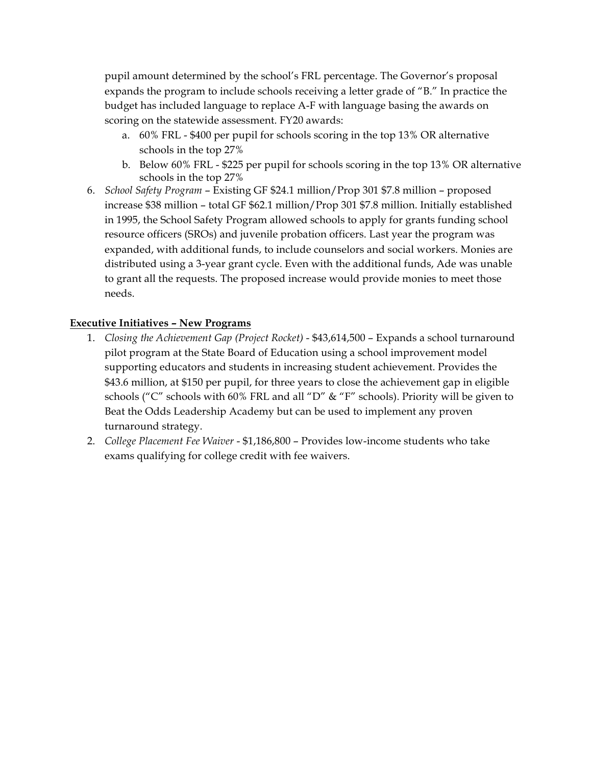pupil amount determined by the school's FRL percentage. The Governor's proposal expands the program to include schools receiving a letter grade of "B." In practice the budget has included language to replace A-F with language basing the awards on scoring on the statewide assessment. FY20 awards:

   a. 60% FRL - $400 per pupil for schools scoring in the top 13% OR alternative schools in the top 27%
   b. Below 60% FRL - $225 per pupil for schools scoring in the top 13% OR alternative schools in the top 27%

6. *School Safety Program* – Existing GF $24.1 million/Prop 301 $7.8 million – proposed increase $38 million – total GF $62.1 million/Prop 301 $7.8 million. Initially established in 1995, the School Safety Program allowed schools to apply for grants funding school resource officers (SROs) and juvenile probation officers. Last year the program was expanded, with additional funds, to include counselors and social workers. Monies are distributed using a 3-year grant cycle. Even with the additional funds, Ade was unable to grant all the requests. The proposed increase would provide monies to meet those needs.

**<u>Executive Initiatives – New Programs</u>**

1. *Closing the Achievement Gap (Project Rocket)* - $43,614,500 – Expands a school turnaround pilot program at the State Board of Education using a school improvement model supporting educators and students in increasing student achievement. Provides the $43.6 million, at $150 per pupil, for three years to close the achievement gap in eligible schools ("C" schools with 60% FRL and all "D" & "F" schools). Priority will be given to Beat the Odds Leadership Academy but can be used to implement any proven turnaround strategy.
2. *College Placement Fee Waiver* - $1,186,800 – Provides low-income students who take exams qualifying for college credit with fee waivers.